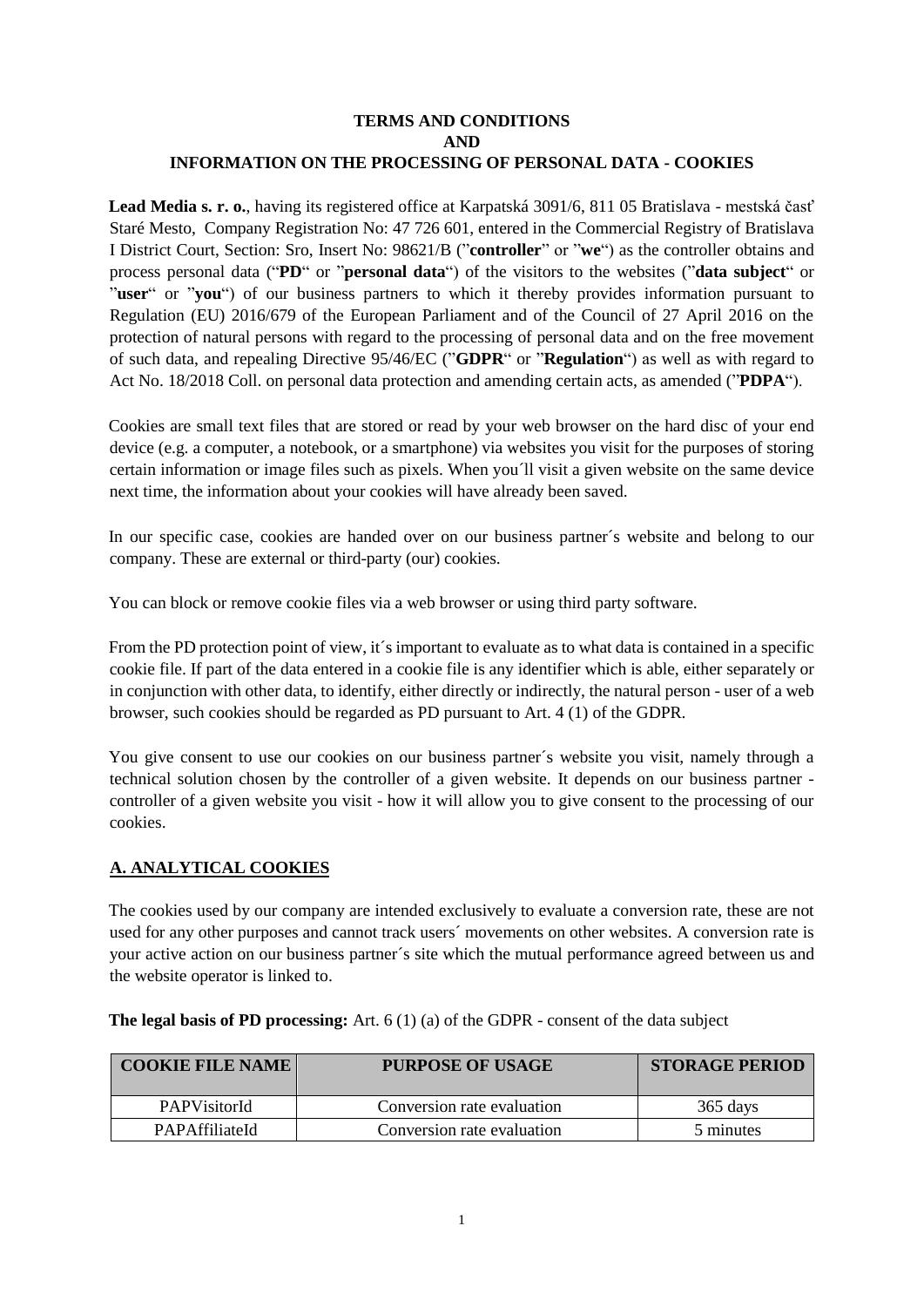# TERMS AND CONDITIONS
# AND
# INFORMATION ON THE PROCESSING OF PERSONAL DATA - COOKIES

**Lead Media s. r. o.**, having its registered office at Karpatská 3091/6, 811 05 Bratislava - mestská časť Staré Mesto, Company Registration No: 47 726 601, entered in the Commercial Registry of Bratislava I District Court, Section: Sro, Insert No: 98621/B ("**controller**" or "**we**") as the controller obtains and process personal data ("**PD**" or "**personal data**") of the visitors to the websites ("**data subject**" or "**user**" or "**you**") of our business partners to which it thereby provides information pursuant to Regulation (EU) 2016/679 of the European Parliament and of the Council of 27 April 2016 on the protection of natural persons with regard to the processing of personal data and on the free movement of such data, and repealing Directive 95/46/EC ("**GDPR**" or "**Regulation**") as well as with regard to Act No. 18/2018 Coll. on personal data protection and amending certain acts, as amended ("**PDPA**").

Cookies are small text files that are stored or read by your web browser on the hard disc of your end device (e.g. a computer, a notebook, or a smartphone) via websites you visit for the purposes of storing certain information or image files such as pixels. When you´ll visit a given website on the same device next time, the information about your cookies will have already been saved.

In our specific case, cookies are handed over on our business partner´s website and belong to our company. These are external or third-party (our) cookies.

You can block or remove cookie files via a web browser or using third party software.

From the PD protection point of view, it´s important to evaluate as to what data is contained in a specific cookie file. If part of the data entered in a cookie file is any identifier which is able, either separately or in conjunction with other data, to identify, either directly or indirectly, the natural person - user of a web browser, such cookies should be regarded as PD pursuant to Art. 4 (1) of the GDPR.

You give consent to use our cookies on our business partner´s website you visit, namely through a technical solution chosen by the controller of a given website. It depends on our business partner - controller of a given website you visit - how it will allow you to give consent to the processing of our cookies.

## A. ANALYTICAL COOKIES

The cookies used by our company are intended exclusively to evaluate a conversion rate, these are not used for any other purposes and cannot track users´ movements on other websites. A conversion rate is your active action on our business partner´s site which the mutual performance agreed between us and the website operator is linked to.

**The legal basis of PD processing:** Art. 6 (1) (a) of the GDPR - consent of the data subject

| COOKIE FILE NAME | PURPOSE OF USAGE | STORAGE PERIOD |
|---|---|---|
| PAPVisitorId | Conversion rate evaluation | 365 days |
| PAPAffiliateId | Conversion rate evaluation | 5 minutes |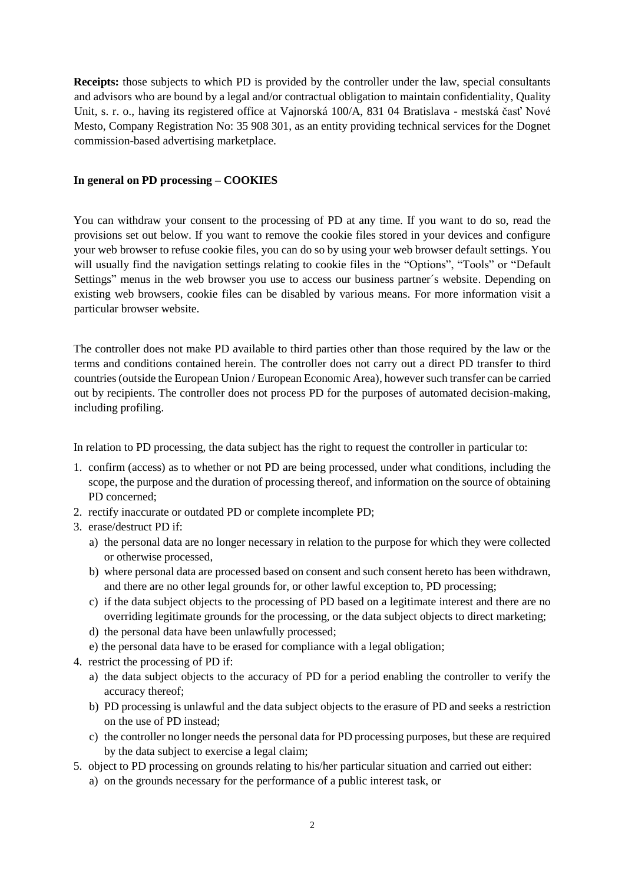**Receipts:** those subjects to which PD is provided by the controller under the law, special consultants and advisors who are bound by a legal and/or contractual obligation to maintain confidentiality, Quality Unit, s. r. o., having its registered office at Vajnorská 100/A, 831 04 Bratislava - mestská časť Nové Mesto, Company Registration No: 35 908 301, as an entity providing technical services for the Dognet commission-based advertising marketplace.

**In general on PD processing – COOKIES**

You can withdraw your consent to the processing of PD at any time. If you want to do so, read the provisions set out below. If you want to remove the cookie files stored in your devices and configure your web browser to refuse cookie files, you can do so by using your web browser default settings. You will usually find the navigation settings relating to cookie files in the "Options", "Tools" or "Default Settings" menus in the web browser you use to access our business partner´s website. Depending on existing web browsers, cookie files can be disabled by various means. For more information visit a particular browser website.

The controller does not make PD available to third parties other than those required by the law or the terms and conditions contained herein. The controller does not carry out a direct PD transfer to third countries (outside the European Union / European Economic Area), however such transfer can be carried out by recipients. The controller does not process PD for the purposes of automated decision-making, including profiling.

In relation to PD processing, the data subject has the right to request the controller in particular to:

1. confirm (access) as to whether or not PD are being processed, under what conditions, including the scope, the purpose and the duration of processing thereof, and information on the source of obtaining PD concerned;
2. rectify inaccurate or outdated PD or complete incomplete PD;
3. erase/destruct PD if:
   a) the personal data are no longer necessary in relation to the purpose for which they were collected or otherwise processed,
   b) where personal data are processed based on consent and such consent hereto has been withdrawn, and there are no other legal grounds for, or other lawful exception to, PD processing;
   c) if the data subject objects to the processing of PD based on a legitimate interest and there are no overriding legitimate grounds for the processing, or the data subject objects to direct marketing;
   d) the personal data have been unlawfully processed;
   e) the personal data have to be erased for compliance with a legal obligation;
4. restrict the processing of PD if:
   a) the data subject objects to the accuracy of PD for a period enabling the controller to verify the accuracy thereof;
   b) PD processing is unlawful and the data subject objects to the erasure of PD and seeks a restriction on the use of PD instead;
   c) the controller no longer needs the personal data for PD processing purposes, but these are required by the data subject to exercise a legal claim;
5. object to PD processing on grounds relating to his/her particular situation and carried out either:
   a) on the grounds necessary for the performance of a public interest task, or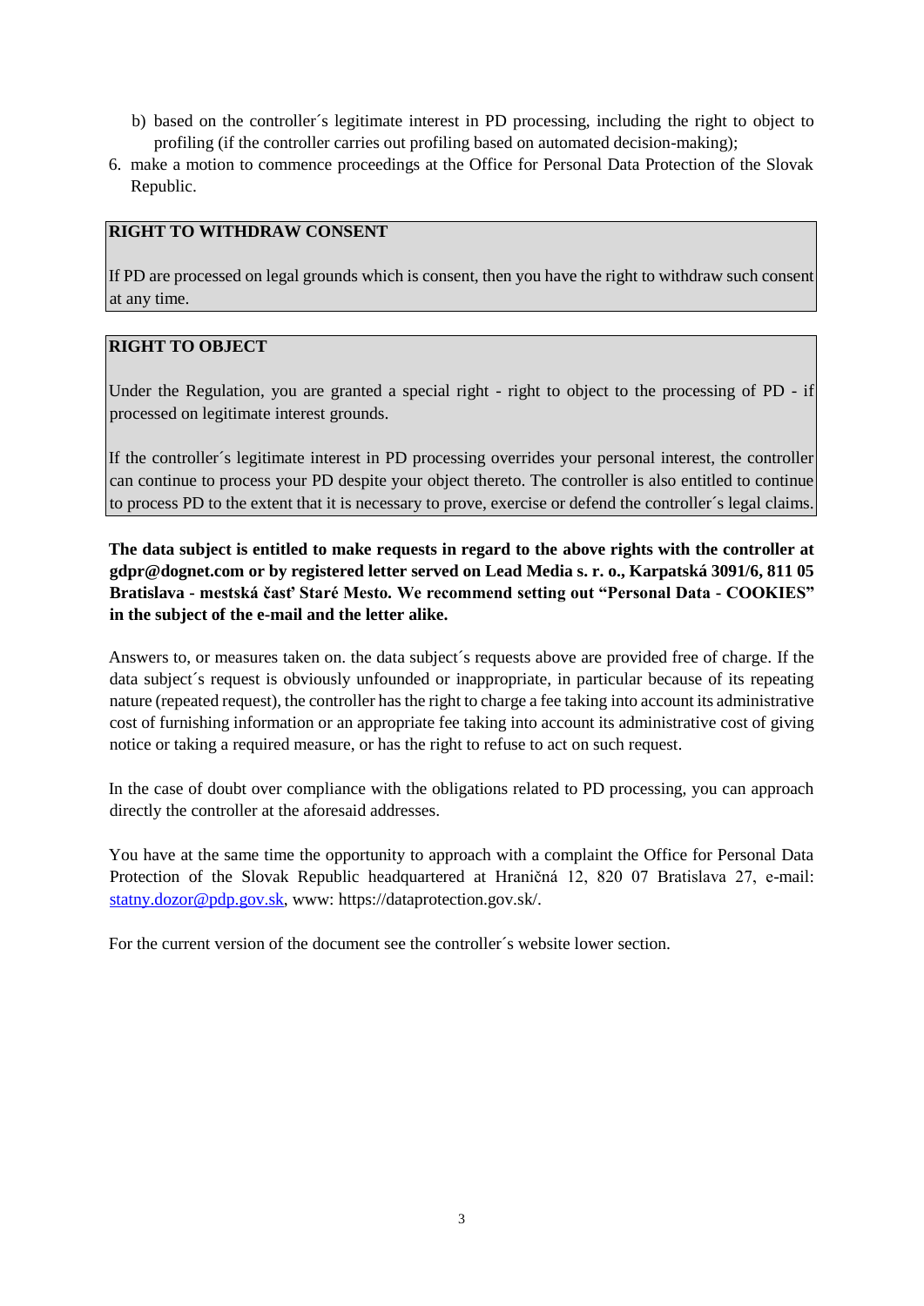b) based on the controller´s legitimate interest in PD processing, including the right to object to profiling (if the controller carries out profiling based on automated decision-making);

6. make a motion to commence proceedings at the Office for Personal Data Protection of the Slovak Republic.

**RIGHT TO WITHDRAW CONSENT**

If PD are processed on legal grounds which is consent, then you have the right to withdraw such consent at any time.

**RIGHT TO OBJECT**

Under the Regulation, you are granted a special right - right to object to the processing of PD - if processed on legitimate interest grounds.

If the controller´s legitimate interest in PD processing overrides your personal interest, the controller can continue to process your PD despite your object thereto. The controller is also entitled to continue to process PD to the extent that it is necessary to prove, exercise or defend the controller´s legal claims.

**The data subject is entitled to make requests in regard to the above rights with the controller at gdpr@dognet.com or by registered letter served on Lead Media s. r. o., Karpatská 3091/6, 811 05 Bratislava - mestská časť Staré Mesto. We recommend setting out "Personal Data - COOKIES" in the subject of the e-mail and the letter alike.**

Answers to, or measures taken on. the data subject´s requests above are provided free of charge. If the data subject´s request is obviously unfounded or inappropriate, in particular because of its repeating nature (repeated request), the controller has the right to charge a fee taking into account its administrative cost of furnishing information or an appropriate fee taking into account its administrative cost of giving notice or taking a required measure, or has the right to refuse to act on such request.

In the case of doubt over compliance with the obligations related to PD processing, you can approach directly the controller at the aforesaid addresses.

You have at the same time the opportunity to approach with a complaint the Office for Personal Data Protection of the Slovak Republic headquartered at Hraničná 12, 820 07 Bratislava 27, e-mail: statny.dozor@pdp.gov.sk, www: https://dataprotection.gov.sk/.

For the current version of the document see the controller´s website lower section.